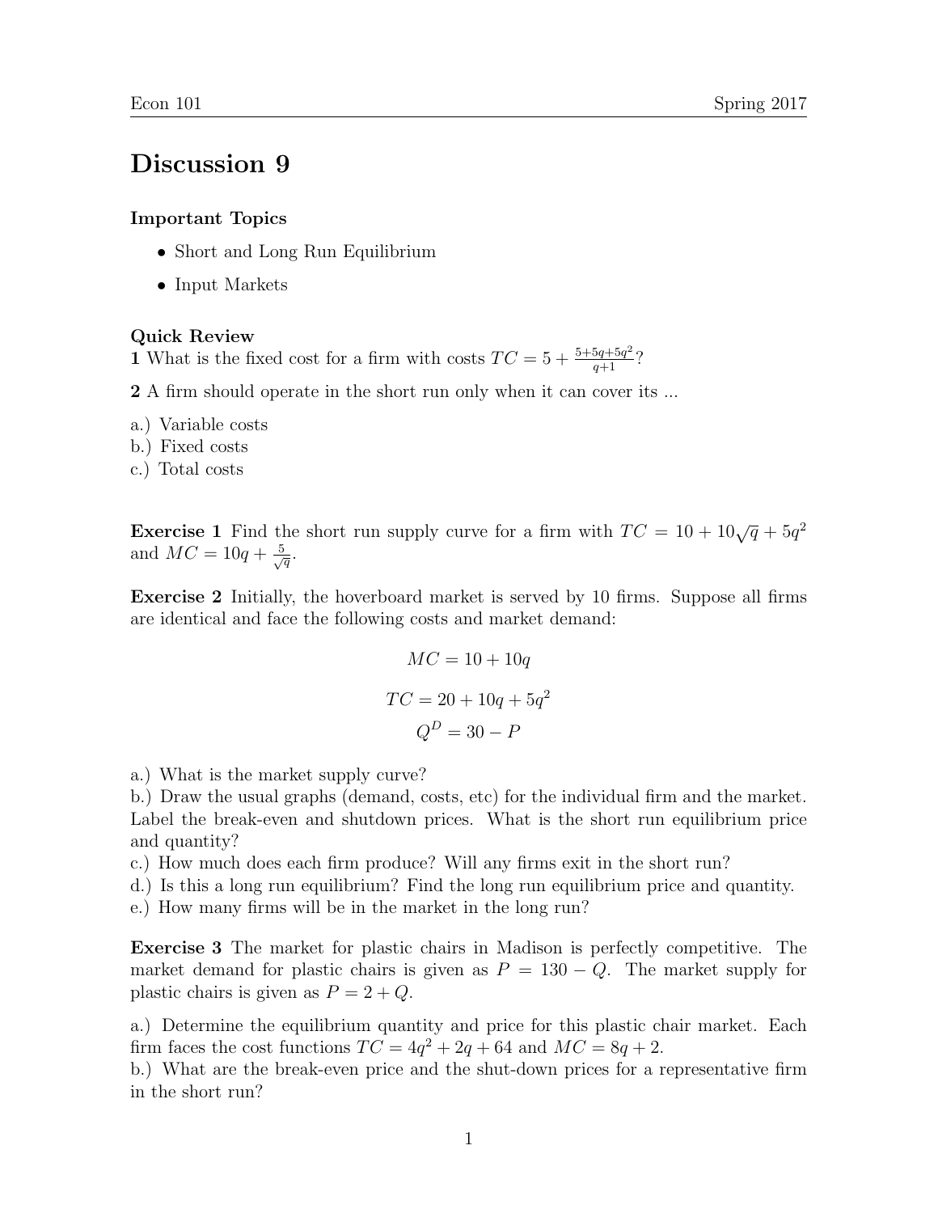# Discussion 9

### Important Topics

- Short and Long Run Equilibrium
- Input Markets

### Quick Review

**1** What is the fixed cost for a firm with costs $TC = 5 + \frac{5+5q+5q^2}{q+1}$?

**2** A firm should operate in the short run only when it can cover its ...

a.) Variable costs
b.) Fixed costs
c.) Total costs

**Exercise 1** Find the short run supply curve for a firm with $TC = 10 + 10\sqrt{q} + 5q^2$ and $MC = 10q + \frac{5}{\sqrt{q}}$.

**Exercise 2** Initially, the hoverboard market is served by 10 firms. Suppose all firms are identical and face the following costs and market demand:

$$MC = 10 + 10q$$

$$TC = 20 + 10q + 5q^2$$

$$Q^D = 30 - P$$

a.) What is the market supply curve?
b.) Draw the usual graphs (demand, costs, etc) for the individual firm and the market. Label the break-even and shutdown prices. What is the short run equilibrium price and quantity?
c.) How much does each firm produce? Will any firms exit in the short run?
d.) Is this a long run equilibrium? Find the long run equilibrium price and quantity.
e.) How many firms will be in the market in the long run?

**Exercise 3** The market for plastic chairs in Madison is perfectly competitive. The market demand for plastic chairs is given as $P = 130 - Q$. The market supply for plastic chairs is given as $P = 2 + Q$.

a.) Determine the equilibrium quantity and price for this plastic chair market. Each firm faces the cost functions $TC = 4q^2 + 2q + 64$ and $MC = 8q + 2$.
b.) What are the break-even price and the shut-down prices for a representative firm in the short run?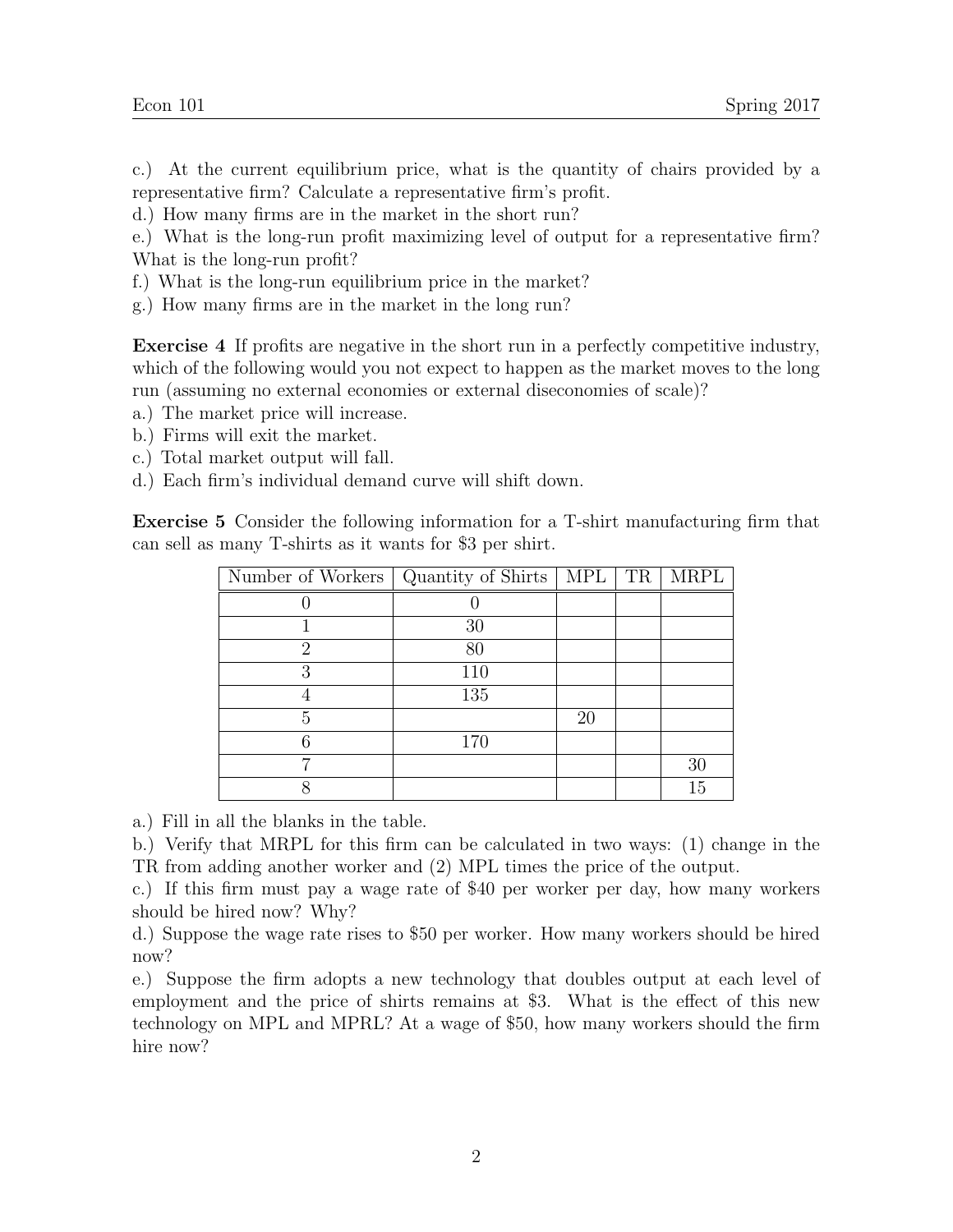c.) At the current equilibrium price, what is the quantity of chairs provided by a representative firm? Calculate a representative firm's profit.
d.) How many firms are in the market in the short run?
e.) What is the long-run profit maximizing level of output for a representative firm? What is the long-run profit?
f.) What is the long-run equilibrium price in the market?
g.) How many firms are in the market in the long run?

**Exercise 4** If profits are negative in the short run in a perfectly competitive industry, which of the following would you not expect to happen as the market moves to the long run (assuming no external economies or external diseconomies of scale)?
a.) The market price will increase.
b.) Firms will exit the market.
c.) Total market output will fall.
d.) Each firm's individual demand curve will shift down.

**Exercise 5** Consider the following information for a T-shirt manufacturing firm that can sell as many T-shirts as it wants for \$3 per shirt.

| Number of Workers | Quantity of Shirts | MPL | TR | MRPL |
|---|---|---|---|---|
| 0 | 0 | | | |
| 1 | 30 | | | |
| 2 | 80 | | | |
| 3 | 110 | | | |
| 4 | 135 | | | |
| 5 | | 20 | | |
| 6 | 170 | | | |
| 7 | | | | 30 |
| 8 | | | | 15 |

a.) Fill in all the blanks in the table.
b.) Verify that MRPL for this firm can be calculated in two ways: (1) change in the TR from adding another worker and (2) MPL times the price of the output.
c.) If this firm must pay a wage rate of \$40 per worker per day, how many workers should be hired now? Why?
d.) Suppose the wage rate rises to \$50 per worker. How many workers should be hired now?
e.) Suppose the firm adopts a new technology that doubles output at each level of employment and the price of shirts remains at \$3. What is the effect of this new technology on MPL and MPRL? At a wage of \$50, how many workers should the firm hire now?